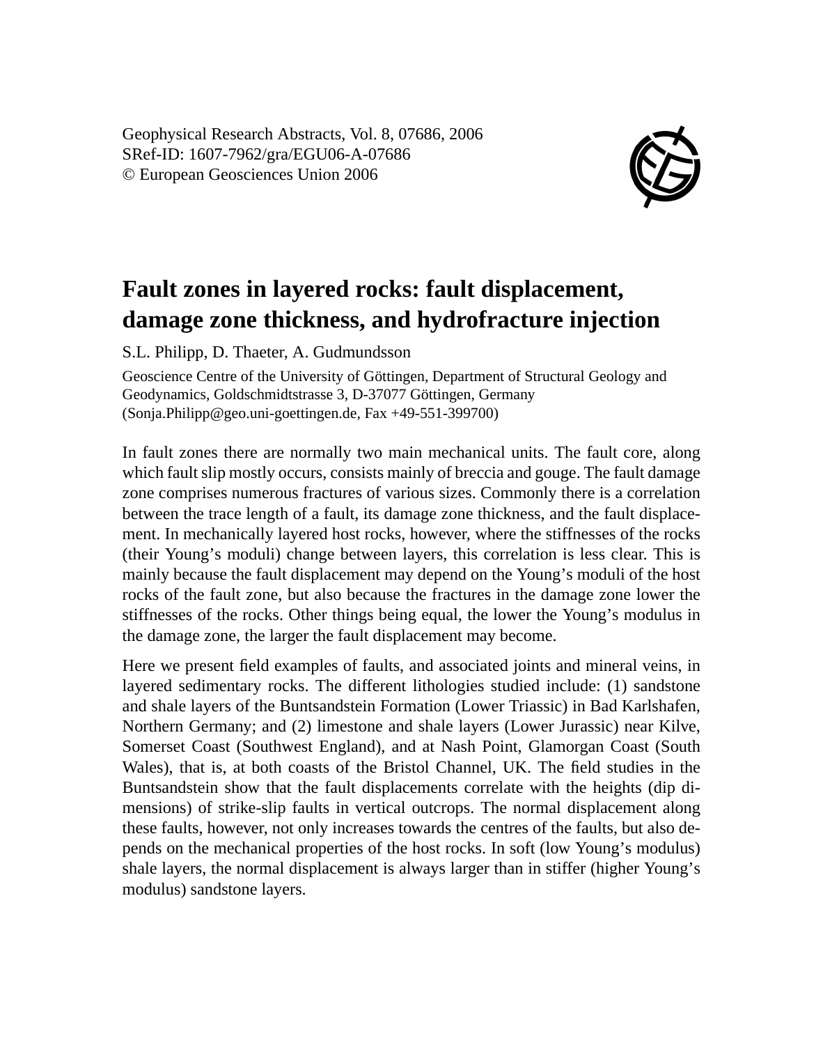Geophysical Research Abstracts, Vol. 8, 07686, 2006
SRef-ID: 1607-7962/gra/EGU06-A-07686
© European Geosciences Union 2006

# Fault zones in layered rocks: fault displacement, damage zone thickness, and hydrofracture injection

S.L. Philipp, D. Thaeter, A. Gudmundsson

Geoscience Centre of the University of Göttingen, Department of Structural Geology and Geodynamics, Goldschmidtstrasse 3, D-37077 Göttingen, Germany (Sonja.Philipp@geo.uni-goettingen.de, Fax +49-551-399700)

In fault zones there are normally two main mechanical units. The fault core, along which fault slip mostly occurs, consists mainly of breccia and gouge. The fault damage zone comprises numerous fractures of various sizes. Commonly there is a correlation between the trace length of a fault, its damage zone thickness, and the fault displacement. In mechanically layered host rocks, however, where the stiffnesses of the rocks (their Young's moduli) change between layers, this correlation is less clear. This is mainly because the fault displacement may depend on the Young's moduli of the host rocks of the fault zone, but also because the fractures in the damage zone lower the stiffnesses of the rocks. Other things being equal, the lower the Young's modulus in the damage zone, the larger the fault displacement may become.

Here we present field examples of faults, and associated joints and mineral veins, in layered sedimentary rocks. The different lithologies studied include: (1) sandstone and shale layers of the Buntsandstein Formation (Lower Triassic) in Bad Karlshafen, Northern Germany; and (2) limestone and shale layers (Lower Jurassic) near Kilve, Somerset Coast (Southwest England), and at Nash Point, Glamorgan Coast (South Wales), that is, at both coasts of the Bristol Channel, UK. The field studies in the Buntsandstein show that the fault displacements correlate with the heights (dip dimensions) of strike-slip faults in vertical outcrops. The normal displacement along these faults, however, not only increases towards the centres of the faults, but also depends on the mechanical properties of the host rocks. In soft (low Young's modulus) shale layers, the normal displacement is always larger than in stiffer (higher Young's modulus) sandstone layers.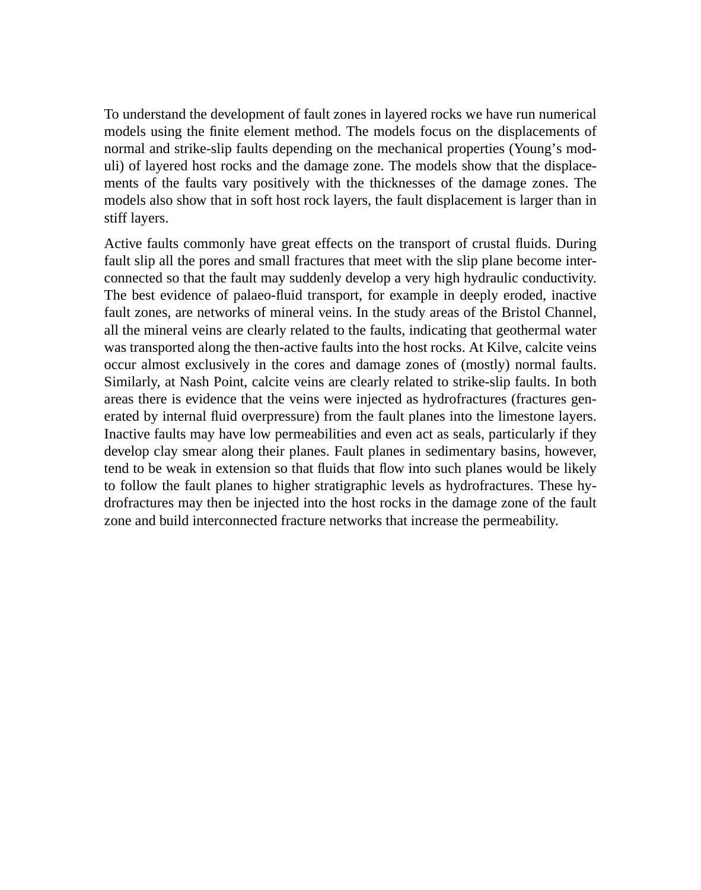To understand the development of fault zones in layered rocks we have run numerical models using the finite element method. The models focus on the displacements of normal and strike-slip faults depending on the mechanical properties (Young's moduli) of layered host rocks and the damage zone. The models show that the displacements of the faults vary positively with the thicknesses of the damage zones. The models also show that in soft host rock layers, the fault displacement is larger than in stiff layers.

Active faults commonly have great effects on the transport of crustal fluids. During fault slip all the pores and small fractures that meet with the slip plane become interconnected so that the fault may suddenly develop a very high hydraulic conductivity. The best evidence of palaeo-fluid transport, for example in deeply eroded, inactive fault zones, are networks of mineral veins. In the study areas of the Bristol Channel, all the mineral veins are clearly related to the faults, indicating that geothermal water was transported along the then-active faults into the host rocks. At Kilve, calcite veins occur almost exclusively in the cores and damage zones of (mostly) normal faults. Similarly, at Nash Point, calcite veins are clearly related to strike-slip faults. In both areas there is evidence that the veins were injected as hydrofractures (fractures generated by internal fluid overpressure) from the fault planes into the limestone layers. Inactive faults may have low permeabilities and even act as seals, particularly if they develop clay smear along their planes. Fault planes in sedimentary basins, however, tend to be weak in extension so that fluids that flow into such planes would be likely to follow the fault planes to higher stratigraphic levels as hydrofractures. These hydrofractures may then be injected into the host rocks in the damage zone of the fault zone and build interconnected fracture networks that increase the permeability.